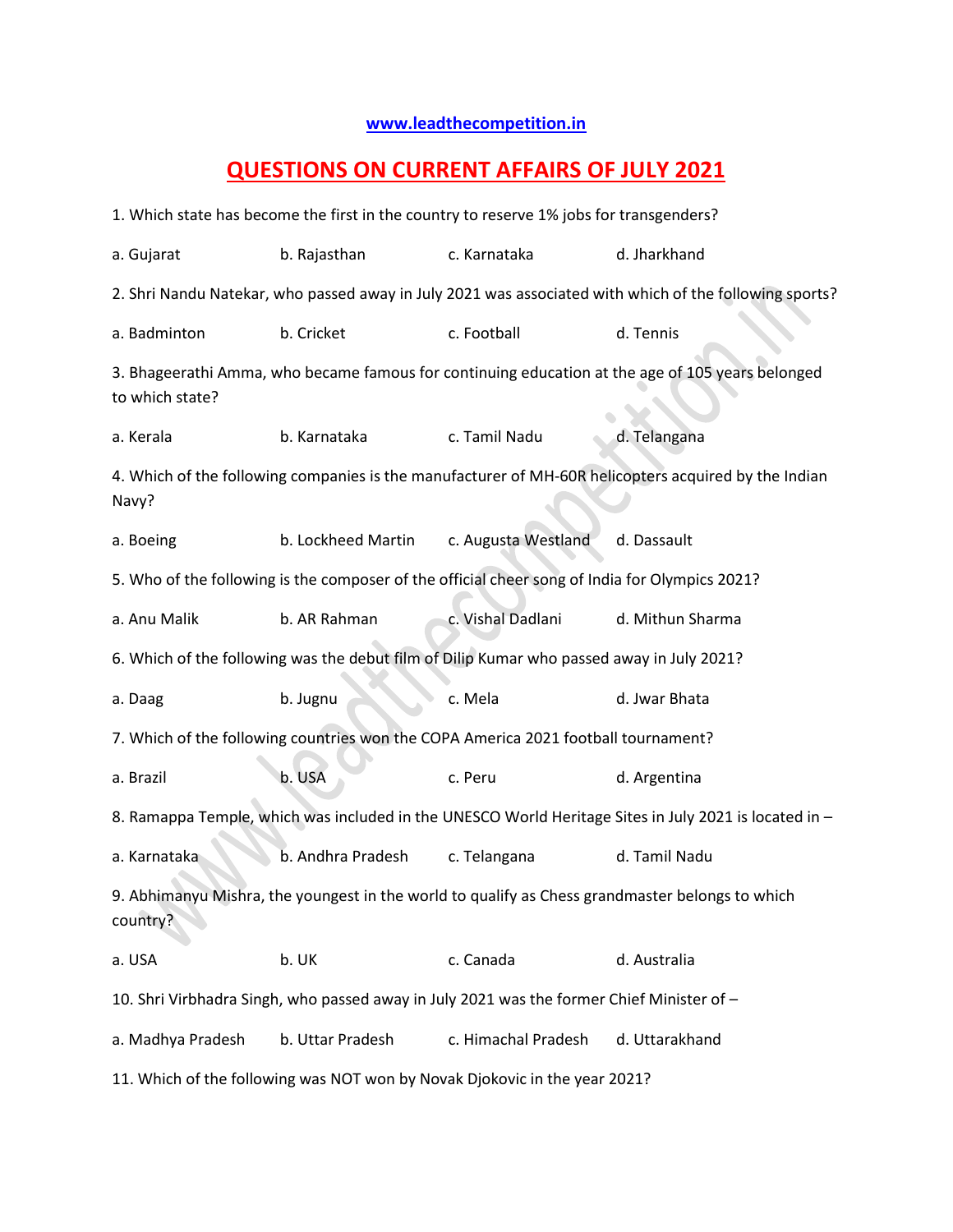www.leadthecompetition.in

# QUESTIONS ON CURRENT AFFAIRS OF JULY 2021

1. Which state has become the first in the country to reserve 1% jobs for transgenders?

a. Gujarat    b. Rajasthan    c. Karnataka    d. Jharkhand

2. Shri Nandu Natekar, who passed away in July 2021 was associated with which of the following sports?

a. Badminton    b. Cricket    c. Football    d. Tennis

3. Bhageerathi Amma, who became famous for continuing education at the age of 105 years belonged to which state?

a. Kerala    b. Karnataka    c. Tamil Nadu    d. Telangana

4. Which of the following companies is the manufacturer of MH-60R helicopters acquired by the Indian Navy?

a. Boeing    b. Lockheed Martin    c. Augusta Westland    d. Dassault

5. Who of the following is the composer of the official cheer song of India for Olympics 2021?

a. Anu Malik    b. AR Rahman    c. Vishal Dadlani    d. Mithun Sharma

6. Which of the following was the debut film of Dilip Kumar who passed away in July 2021?

a. Daag    b. Jugnu    c. Mela    d. Jwar Bhata

7. Which of the following countries won the COPA America 2021 football tournament?

a. Brazil    b. USA    c. Peru    d. Argentina

8. Ramappa Temple, which was included in the UNESCO World Heritage Sites in July 2021 is located in –

a. Karnataka    b. Andhra Pradesh    c. Telangana    d. Tamil Nadu

9. Abhimanyu Mishra, the youngest in the world to qualify as Chess grandmaster belongs to which country?

a. USA    b. UK    c. Canada    d. Australia

10. Shri Virbhadra Singh, who passed away in July 2021 was the former Chief Minister of –

a. Madhya Pradesh    b. Uttar Pradesh    c. Himachal Pradesh    d. Uttarakhand

11. Which of the following was NOT won by Novak Djokovic in the year 2021?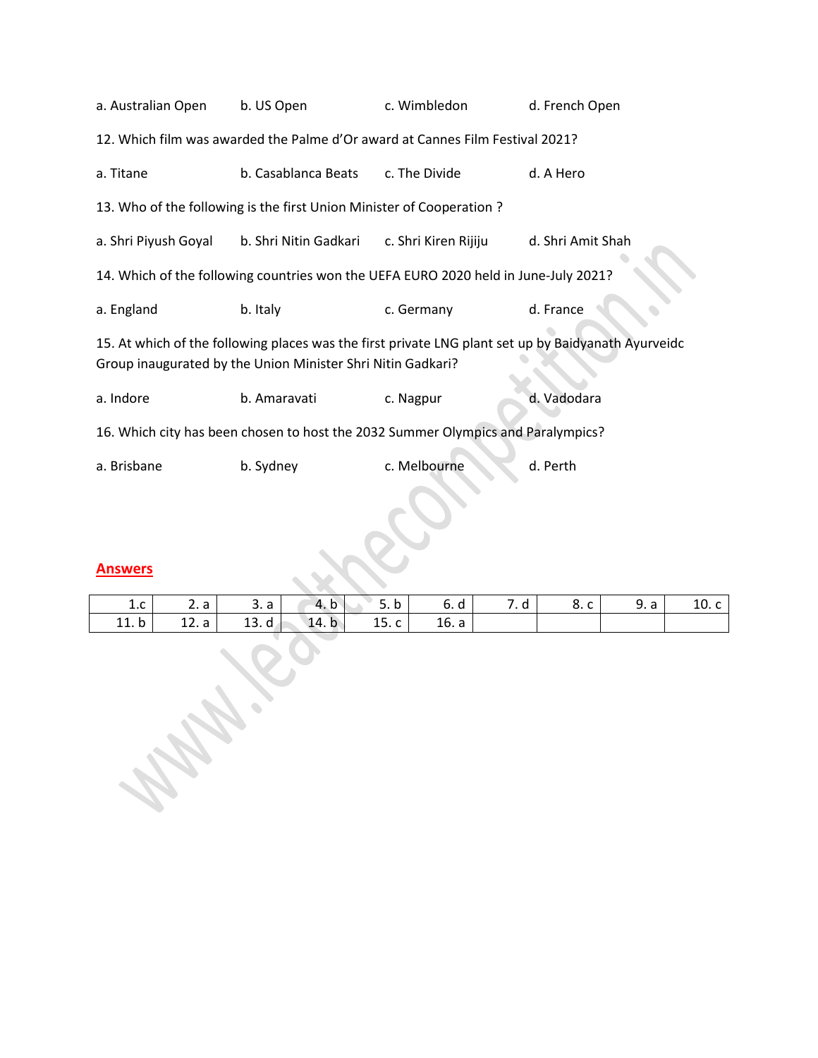a. Australian Open b. US Open c. Wimbledon d. French Open

12. Which film was awarded the Palme d'Or award at Cannes Film Festival 2021?

a. Titane b. Casablanca Beats c. The Divide d. A Hero

13. Who of the following is the first Union Minister of Cooperation ?

a. Shri Piyush Goyal b. Shri Nitin Gadkari c. Shri Kiren Rijiju d. Shri Amit Shah

14. Which of the following countries won the UEFA EURO 2020 held in June-July 2021?

a. England b. Italy c. Germany d. France

15. At which of the following places was the first private LNG plant set up by Baidyanath Ayurveidc Group inaugurated by the Union Minister Shri Nitin Gadkari?

a. Indore b. Amaravati c. Nagpur d. Vadodara

16. Which city has been chosen to host the 2032 Summer Olympics and Paralympics?

a. Brisbane b. Sydney c. Melbourne d. Perth

**Answers**

| | | | | | | | | | |
|---|---|---|---|---|---|---|---|---|---|
| 1.c | 2. a | 3. a | 4. b | 5. b | 6. d | 7. d | 8. c | 9. a | 10. c |
| 11. b | 12. a | 13. d | 14. b | 15. c | 16. a | | | | |